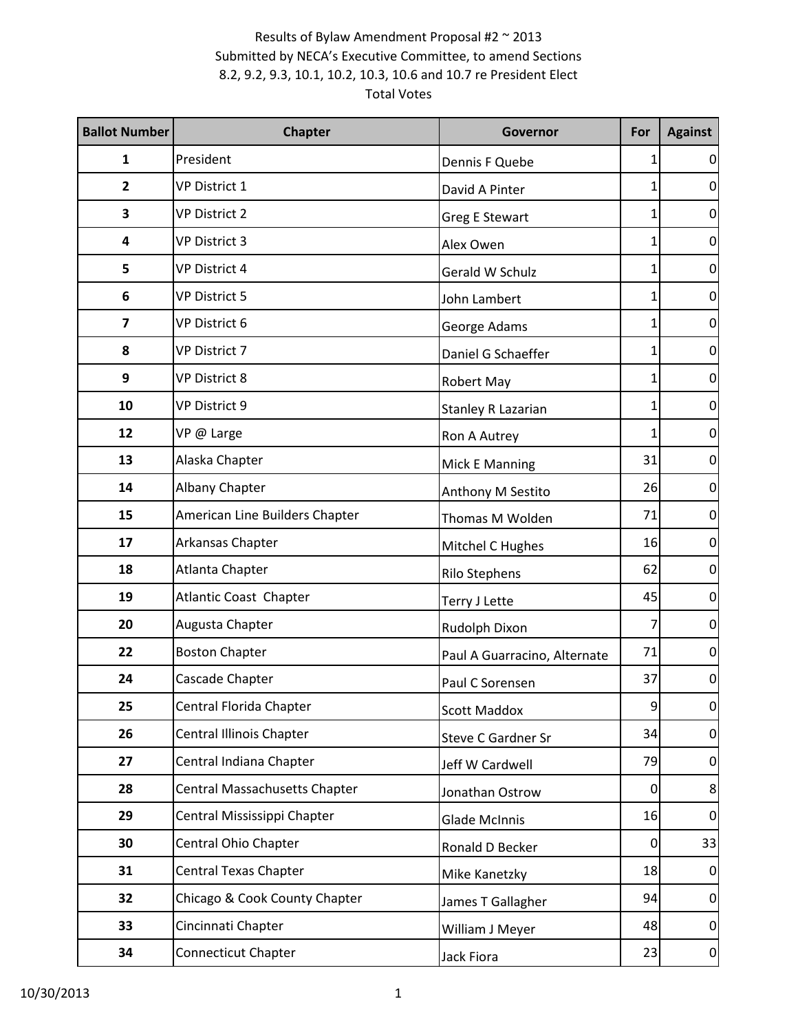Results of Bylaw Amendment Proposal #2 ~ 2013
Submitted by NECA's Executive Committee, to amend Sections
8.2, 9.2, 9.3, 10.1, 10.2, 10.3, 10.6 and 10.7 re President Elect
Total Votes

| Ballot Number | Chapter | Governor | For | Against |
|---|---|---|---|---|
| 1 | President | Dennis F Quebe | 1 | 0 |
| 2 | VP District 1 | David A Pinter | 1 | 0 |
| 3 | VP District 2 | Greg E Stewart | 1 | 0 |
| 4 | VP District 3 | Alex Owen | 1 | 0 |
| 5 | VP District 4 | Gerald W Schulz | 1 | 0 |
| 6 | VP District 5 | John Lambert | 1 | 0 |
| 7 | VP District 6 | George Adams | 1 | 0 |
| 8 | VP District 7 | Daniel G Schaeffer | 1 | 0 |
| 9 | VP District 8 | Robert May | 1 | 0 |
| 10 | VP District 9 | Stanley R Lazarian | 1 | 0 |
| 12 | VP @ Large | Ron A Autrey | 1 | 0 |
| 13 | Alaska Chapter | Mick E Manning | 31 | 0 |
| 14 | Albany Chapter | Anthony M Sestito | 26 | 0 |
| 15 | American Line Builders Chapter | Thomas M Wolden | 71 | 0 |
| 17 | Arkansas Chapter | Mitchel C Hughes | 16 | 0 |
| 18 | Atlanta Chapter | Rilo Stephens | 62 | 0 |
| 19 | Atlantic Coast Chapter | Terry J Lette | 45 | 0 |
| 20 | Augusta Chapter | Rudolph Dixon | 7 | 0 |
| 22 | Boston Chapter | Paul A Guarracino, Alternate | 71 | 0 |
| 24 | Cascade Chapter | Paul C Sorensen | 37 | 0 |
| 25 | Central Florida Chapter | Scott Maddox | 9 | 0 |
| 26 | Central Illinois Chapter | Steve C Gardner Sr | 34 | 0 |
| 27 | Central Indiana Chapter | Jeff W Cardwell | 79 | 0 |
| 28 | Central Massachusetts Chapter | Jonathan Ostrow | 0 | 8 |
| 29 | Central Mississippi Chapter | Glade McInnis | 16 | 0 |
| 30 | Central Ohio Chapter | Ronald D Becker | 0 | 33 |
| 31 | Central Texas Chapter | Mike Kanetzky | 18 | 0 |
| 32 | Chicago & Cook County Chapter | James T Gallagher | 94 | 0 |
| 33 | Cincinnati Chapter | William J Meyer | 48 | 0 |
| 34 | Connecticut Chapter | Jack Fiora | 23 | 0 |

10/30/2013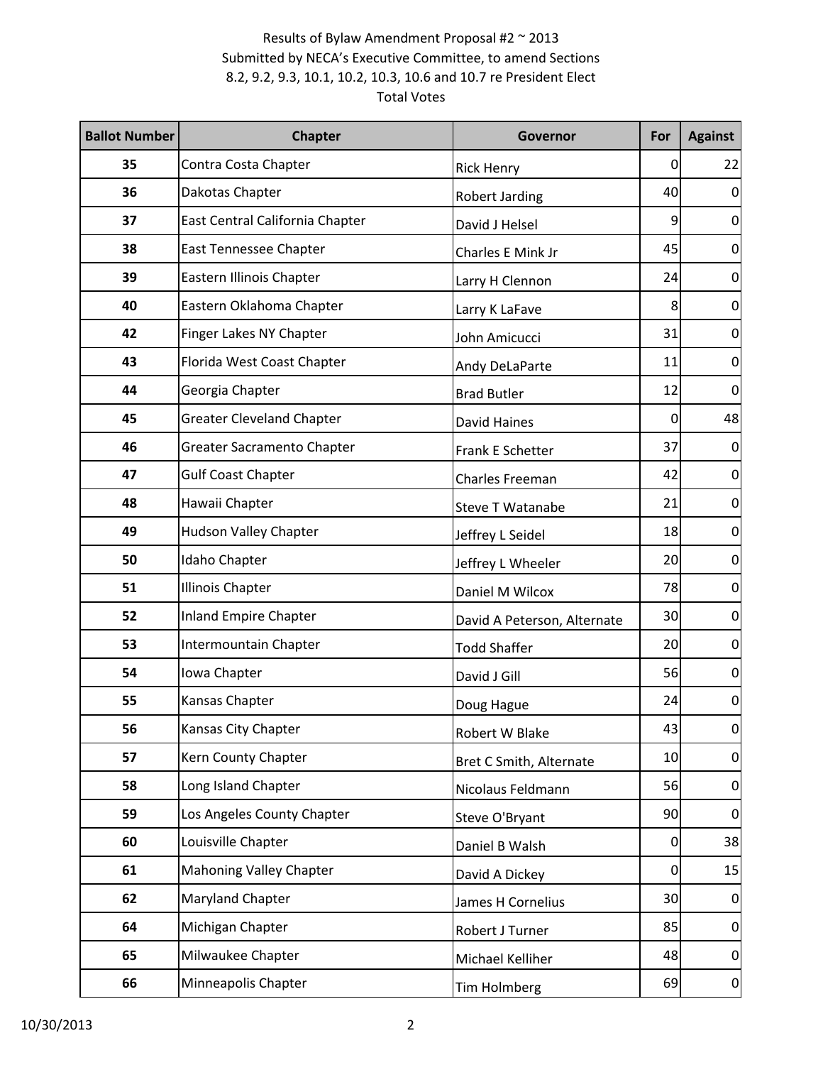Results of Bylaw Amendment Proposal #2 ~ 2013
Submitted by NECA's Executive Committee, to amend Sections 8.2, 9.2, 9.3, 10.1, 10.2, 10.3, 10.6 and 10.7 re President Elect
Total Votes

| Ballot Number | Chapter | Governor | For | Against |
|---|---|---|---|---|
| 35 | Contra Costa Chapter | Rick Henry | 0 | 22 |
| 36 | Dakotas Chapter | Robert Jarding | 40 | 0 |
| 37 | East Central California Chapter | David J Helsel | 9 | 0 |
| 38 | East Tennessee Chapter | Charles E Mink Jr | 45 | 0 |
| 39 | Eastern Illinois Chapter | Larry H Clennon | 24 | 0 |
| 40 | Eastern Oklahoma Chapter | Larry K LaFave | 8 | 0 |
| 42 | Finger Lakes NY Chapter | John Amicucci | 31 | 0 |
| 43 | Florida West Coast Chapter | Andy DeLaParte | 11 | 0 |
| 44 | Georgia Chapter | Brad Butler | 12 | 0 |
| 45 | Greater Cleveland Chapter | David Haines | 0 | 48 |
| 46 | Greater Sacramento Chapter | Frank E Schetter | 37 | 0 |
| 47 | Gulf Coast Chapter | Charles Freeman | 42 | 0 |
| 48 | Hawaii Chapter | Steve T Watanabe | 21 | 0 |
| 49 | Hudson Valley Chapter | Jeffrey L Seidel | 18 | 0 |
| 50 | Idaho Chapter | Jeffrey L Wheeler | 20 | 0 |
| 51 | Illinois Chapter | Daniel M Wilcox | 78 | 0 |
| 52 | Inland Empire Chapter | David A Peterson, Alternate | 30 | 0 |
| 53 | Intermountain Chapter | Todd Shaffer | 20 | 0 |
| 54 | Iowa Chapter | David J Gill | 56 | 0 |
| 55 | Kansas Chapter | Doug Hague | 24 | 0 |
| 56 | Kansas City Chapter | Robert W Blake | 43 | 0 |
| 57 | Kern County Chapter | Bret C Smith, Alternate | 10 | 0 |
| 58 | Long Island Chapter | Nicolaus Feldmann | 56 | 0 |
| 59 | Los Angeles County Chapter | Steve O'Bryant | 90 | 0 |
| 60 | Louisville Chapter | Daniel B Walsh | 0 | 38 |
| 61 | Mahoning Valley Chapter | David A Dickey | 0 | 15 |
| 62 | Maryland Chapter | James H Cornelius | 30 | 0 |
| 64 | Michigan Chapter | Robert J Turner | 85 | 0 |
| 65 | Milwaukee Chapter | Michael Kelliher | 48 | 0 |
| 66 | Minneapolis Chapter | Tim Holmberg | 69 | 0 |

10/30/2013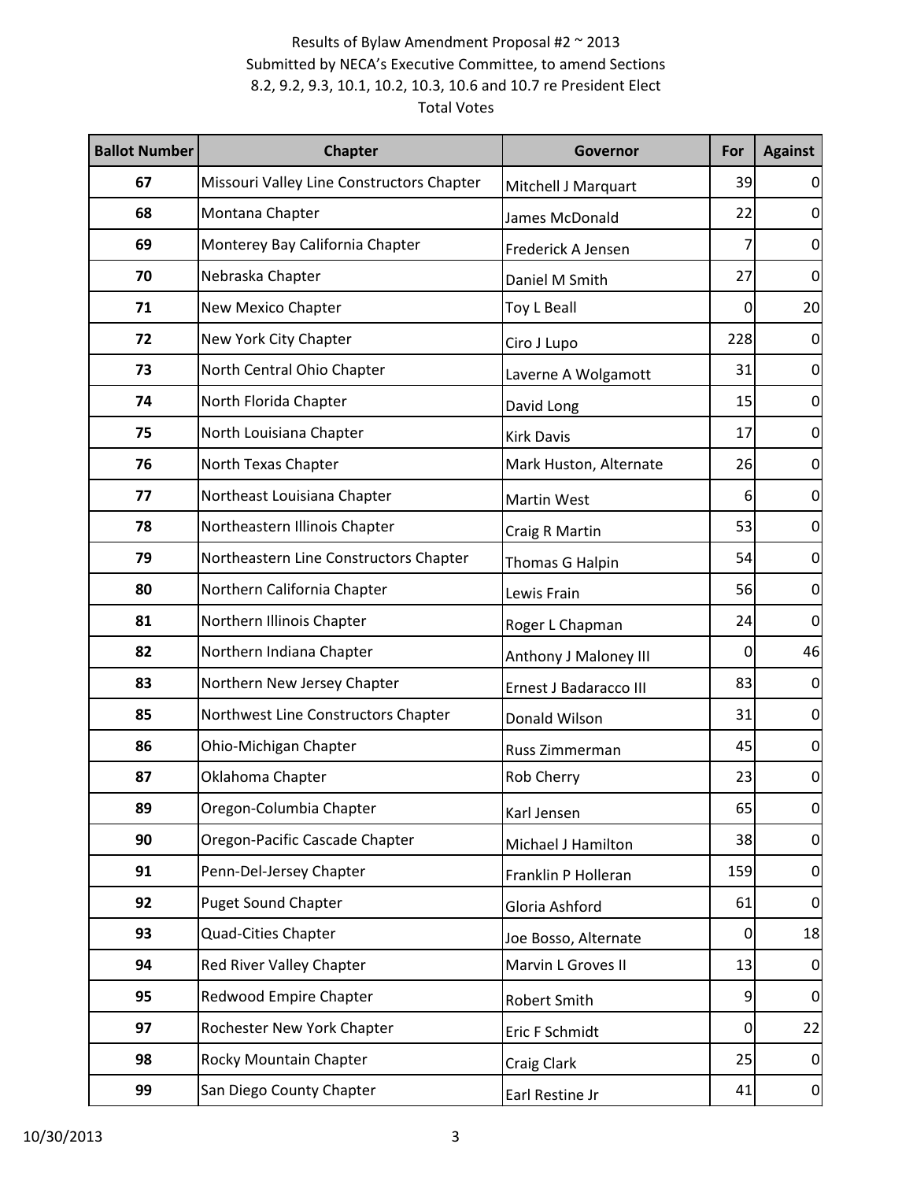Results of Bylaw Amendment Proposal #2 ~ 2013
Submitted by NECA's Executive Committee, to amend Sections 8.2, 9.2, 9.3, 10.1, 10.2, 10.3, 10.6 and 10.7 re President Elect
Total Votes

| Ballot Number | Chapter | Governor | For | Against |
|---|---|---|---|---|
| 67 | Missouri Valley Line Constructors Chapter | Mitchell J Marquart | 39 | 0 |
| 68 | Montana Chapter | James McDonald | 22 | 0 |
| 69 | Monterey Bay California Chapter | Frederick A Jensen | 7 | 0 |
| 70 | Nebraska Chapter | Daniel M Smith | 27 | 0 |
| 71 | New Mexico Chapter | Toy L Beall | 0 | 20 |
| 72 | New York City Chapter | Ciro J Lupo | 228 | 0 |
| 73 | North Central Ohio Chapter | Laverne A Wolgamott | 31 | 0 |
| 74 | North Florida Chapter | David Long | 15 | 0 |
| 75 | North Louisiana Chapter | Kirk Davis | 17 | 0 |
| 76 | North Texas Chapter | Mark Huston, Alternate | 26 | 0 |
| 77 | Northeast Louisiana Chapter | Martin West | 6 | 0 |
| 78 | Northeastern Illinois Chapter | Craig R Martin | 53 | 0 |
| 79 | Northeastern Line Constructors Chapter | Thomas G Halpin | 54 | 0 |
| 80 | Northern California Chapter | Lewis Frain | 56 | 0 |
| 81 | Northern Illinois Chapter | Roger L Chapman | 24 | 0 |
| 82 | Northern Indiana Chapter | Anthony J Maloney III | 0 | 46 |
| 83 | Northern New Jersey Chapter | Ernest J Badaracco III | 83 | 0 |
| 85 | Northwest Line Constructors Chapter | Donald Wilson | 31 | 0 |
| 86 | Ohio-Michigan Chapter | Russ Zimmerman | 45 | 0 |
| 87 | Oklahoma Chapter | Rob Cherry | 23 | 0 |
| 89 | Oregon-Columbia Chapter | Karl Jensen | 65 | 0 |
| 90 | Oregon-Pacific Cascade Chapter | Michael J Hamilton | 38 | 0 |
| 91 | Penn-Del-Jersey Chapter | Franklin P Holleran | 159 | 0 |
| 92 | Puget Sound Chapter | Gloria Ashford | 61 | 0 |
| 93 | Quad-Cities Chapter | Joe Bosso, Alternate | 0 | 18 |
| 94 | Red River Valley Chapter | Marvin L Groves II | 13 | 0 |
| 95 | Redwood Empire Chapter | Robert Smith | 9 | 0 |
| 97 | Rochester New York Chapter | Eric F Schmidt | 0 | 22 |
| 98 | Rocky Mountain Chapter | Craig Clark | 25 | 0 |
| 99 | San Diego County Chapter | Earl Restine Jr | 41 | 0 |

10/30/2013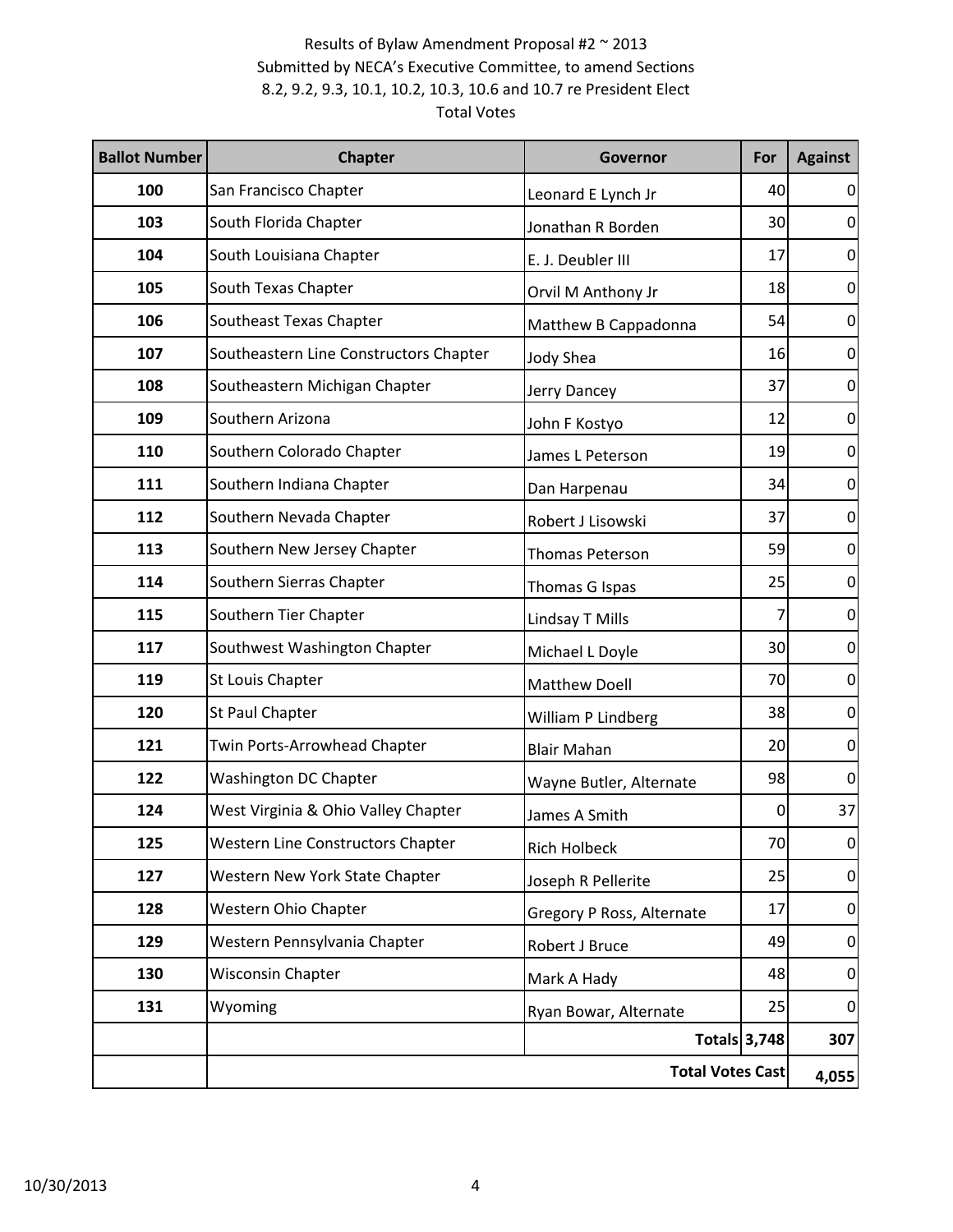Results of Bylaw Amendment Proposal #2 ~ 2013
Submitted by NECA's Executive Committee, to amend Sections 8.2, 9.2, 9.3, 10.1, 10.2, 10.3, 10.6 and 10.7 re President Elect
Total Votes

| Ballot Number | Chapter | Governor | For | Against |
|---|---|---|---|---|
| 100 | San Francisco Chapter | Leonard E Lynch Jr | 40 | 0 |
| 103 | South Florida Chapter | Jonathan R Borden | 30 | 0 |
| 104 | South Louisiana Chapter | E. J. Deubler III | 17 | 0 |
| 105 | South Texas Chapter | Orvil M Anthony Jr | 18 | 0 |
| 106 | Southeast Texas Chapter | Matthew B Cappadonna | 54 | 0 |
| 107 | Southeastern Line Constructors Chapter | Jody Shea | 16 | 0 |
| 108 | Southeastern Michigan Chapter | Jerry Dancey | 37 | 0 |
| 109 | Southern Arizona | John F Kostyo | 12 | 0 |
| 110 | Southern Colorado Chapter | James L Peterson | 19 | 0 |
| 111 | Southern Indiana Chapter | Dan Harpenau | 34 | 0 |
| 112 | Southern Nevada Chapter | Robert J Lisowski | 37 | 0 |
| 113 | Southern New Jersey Chapter | Thomas Peterson | 59 | 0 |
| 114 | Southern Sierras Chapter | Thomas G Ispas | 25 | 0 |
| 115 | Southern Tier Chapter | Lindsay T Mills | 7 | 0 |
| 117 | Southwest Washington Chapter | Michael L Doyle | 30 | 0 |
| 119 | St Louis Chapter | Matthew Doell | 70 | 0 |
| 120 | St Paul Chapter | William P Lindberg | 38 | 0 |
| 121 | Twin Ports-Arrowhead Chapter | Blair Mahan | 20 | 0 |
| 122 | Washington DC Chapter | Wayne Butler, Alternate | 98 | 0 |
| 124 | West Virginia & Ohio Valley Chapter | James A Smith | 0 | 37 |
| 125 | Western Line Constructors Chapter | Rich Holbeck | 70 | 0 |
| 127 | Western New York State Chapter | Joseph R Pellerite | 25 | 0 |
| 128 | Western Ohio Chapter | Gregory P Ross, Alternate | 17 | 0 |
| 129 | Western Pennsylvania Chapter | Robert J Bruce | 49 | 0 |
| 130 | Wisconsin Chapter | Mark A Hady | 48 | 0 |
| 131 | Wyoming | Ryan Bowar, Alternate | 25 | 0 |
| | | Totals | 3,748 | 307 |
| | | | Total Votes Cast | 4,055 |

10/30/2013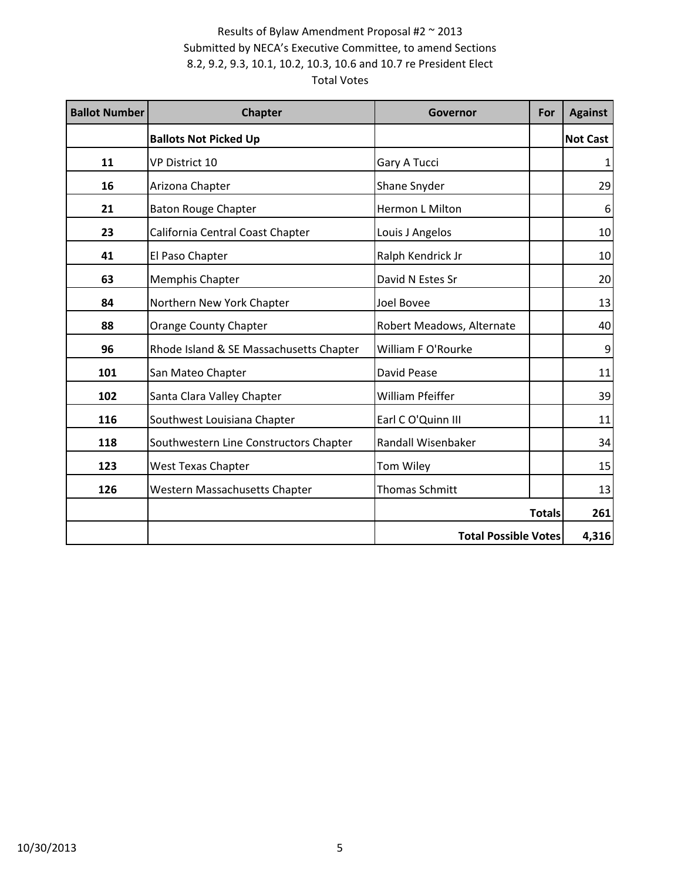Results of Bylaw Amendment Proposal #2 ~ 2013
Submitted by NECA's Executive Committee, to amend Sections 8.2, 9.2, 9.3, 10.1, 10.2, 10.3, 10.6 and 10.7 re President Elect
Total Votes

| Ballot Number | Chapter | Governor | For | Against |
| --- | --- | --- | --- | --- |
| | **Ballots Not Picked Up** | | | **Not Cast** |
| 11 | VP District 10 | Gary A Tucci | | 1 |
| 16 | Arizona Chapter | Shane Snyder | | 29 |
| 21 | Baton Rouge Chapter | Hermon L Milton | | 6 |
| 23 | California Central Coast Chapter | Louis J Angelos | | 10 |
| 41 | El Paso Chapter | Ralph Kendrick Jr | | 10 |
| 63 | Memphis Chapter | David N Estes Sr | | 20 |
| 84 | Northern New York Chapter | Joel Bovee | | 13 |
| 88 | Orange County Chapter | Robert Meadows, Alternate | | 40 |
| 96 | Rhode Island & SE Massachusetts Chapter | William F O'Rourke | | 9 |
| 101 | San Mateo Chapter | David Pease | | 11 |
| 102 | Santa Clara Valley Chapter | William Pfeiffer | | 39 |
| 116 | Southwest Louisiana Chapter | Earl C O'Quinn III | | 11 |
| 118 | Southwestern Line Constructors Chapter | Randall Wisenbaker | | 34 |
| 123 | West Texas Chapter | Tom Wiley | | 15 |
| 126 | Western Massachusetts Chapter | Thomas Schmitt | | 13 |
| | | | **Totals** | **261** |
| | | | **Total Possible Votes** | **4,316** |

10/30/2013